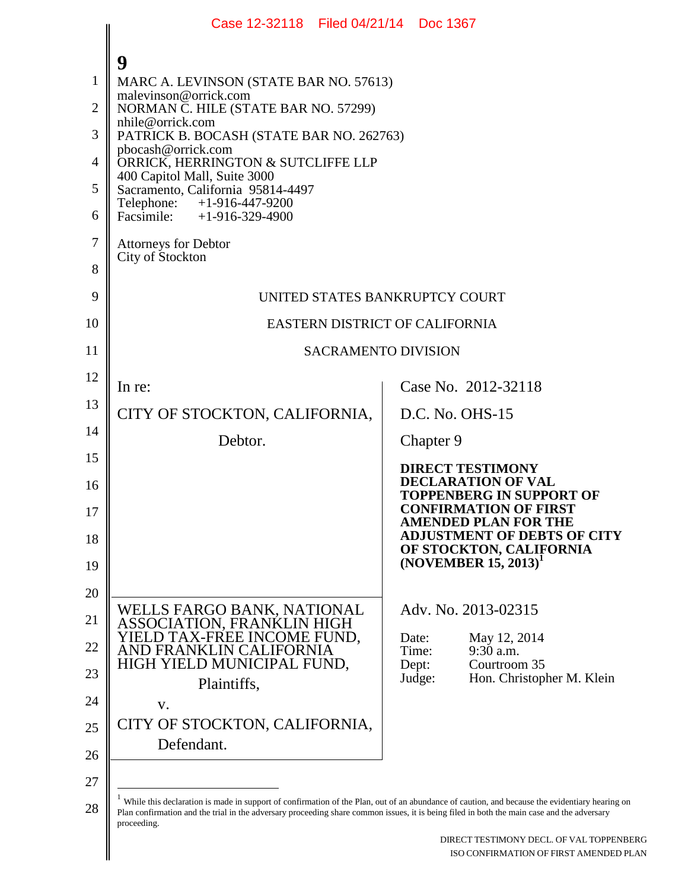Case 12-32118 Filed 04/21/14 Doc 1367

**9**

MARC A. LEVINSON (STATE BAR NO. 57613)
malevinson@orrick.com
NORMAN C. HILE (STATE BAR NO. 57299)
nhile@orrick.com
PATRICK B. BOCASH (STATE BAR NO. 262763)
pbocash@orrick.com
ORRICK, HERRINGTON & SUTCLIFFE LLP
400 Capitol Mall, Suite 3000
Sacramento, California 95814-4497
Telephone: +1-916-447-9200
Facsimile: +1-916-329-4900

Attorneys for Debtor
City of Stockton

UNITED STATES BANKRUPTCY COURT

EASTERN DISTRICT OF CALIFORNIA

SACRAMENTO DIVISION

In re:

CITY OF STOCKTON, CALIFORNIA,

Debtor.

Case No. 2012-32118

D.C. No. OHS-15

Chapter 9

**DIRECT TESTIMONY DECLARATION OF VAL TOPPENBERG IN SUPPORT OF CONFIRMATION OF FIRST AMENDED PLAN FOR THE ADJUSTMENT OF DEBTS OF CITY OF STOCKTON, CALIFORNIA (NOVEMBER 15, 2013)[1]**

WELLS FARGO BANK, NATIONAL ASSOCIATION, FRANKLIN HIGH YIELD TAX-FREE INCOME FUND, AND FRANKLIN CALIFORNIA HIGH YIELD MUNICIPAL FUND,

Plaintiffs,

v.

CITY OF STOCKTON, CALIFORNIA,

Defendant.

Adv. No. 2013-02315

Date: May 12, 2014
Time: 9:30 a.m.
Dept: Courtroom 35
Judge: Hon. Christopher M. Klein

[1] While this declaration is made in support of confirmation of the Plan, out of an abundance of caution, and because the evidentiary hearing on Plan confirmation and the trial in the adversary proceeding share common issues, it is being filed in both the main case and the adversary proceeding.

DIRECT TESTIMONY DECL. OF VAL TOPPENBERG ISO CONFIRMATION OF FIRST AMENDED PLAN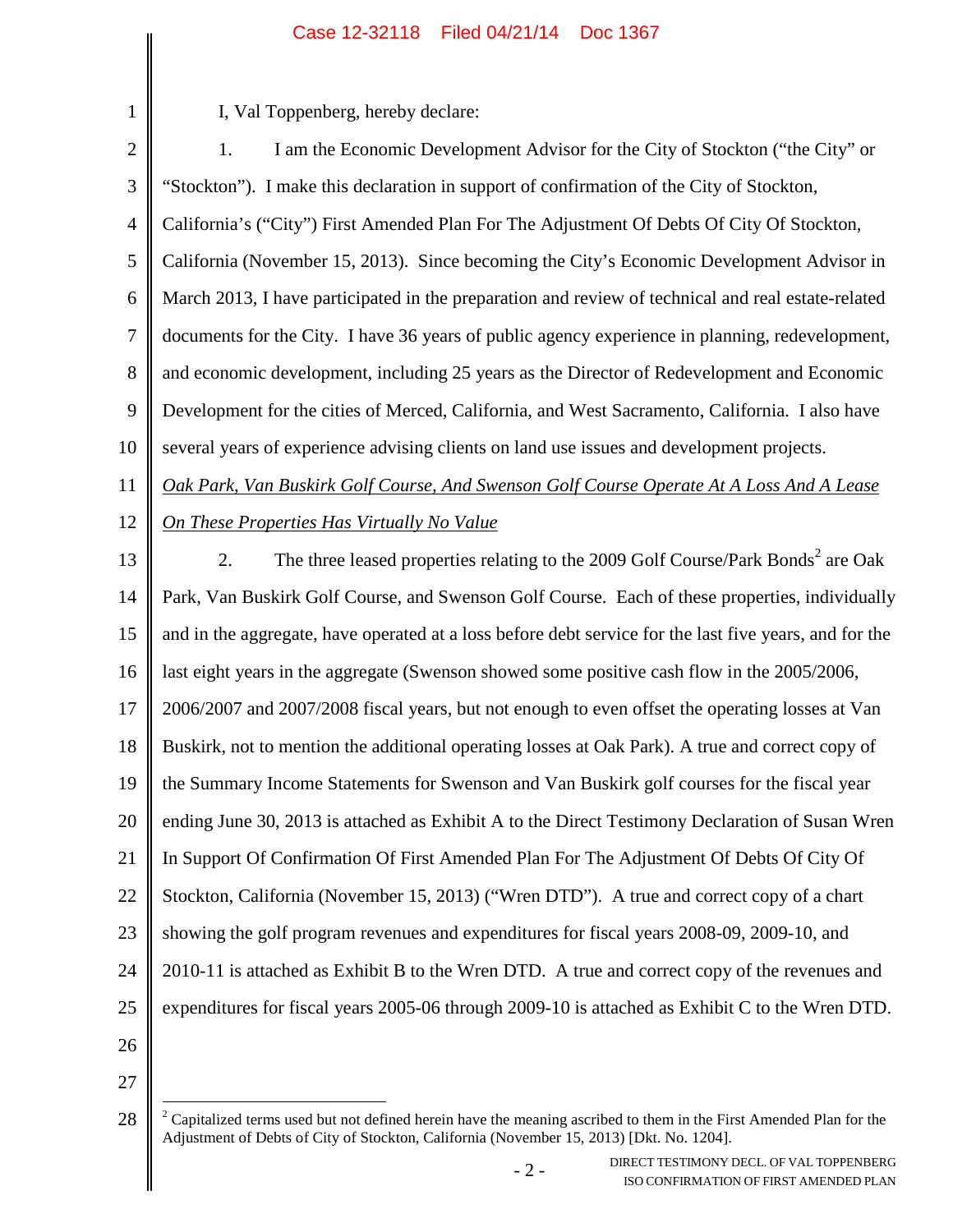I, Val Toppenberg, hereby declare:

1. I am the Economic Development Advisor for the City of Stockton ("the City" or "Stockton"). I make this declaration in support of confirmation of the City of Stockton, California's ("City") First Amended Plan For The Adjustment Of Debts Of City Of Stockton, California (November 15, 2013). Since becoming the City's Economic Development Advisor in March 2013, I have participated in the preparation and review of technical and real estate-related documents for the City. I have 36 years of public agency experience in planning, redevelopment, and economic development, including 25 years as the Director of Redevelopment and Economic Development for the cities of Merced, California, and West Sacramento, California. I also have several years of experience advising clients on land use issues and development projects.

*Oak Park, Van Buskirk Golf Course, And Swenson Golf Course Operate At A Loss And A Lease On These Properties Has Virtually No Value*

2. The three leased properties relating to the 2009 Golf Course/Park Bonds[2] are Oak Park, Van Buskirk Golf Course, and Swenson Golf Course. Each of these properties, individually and in the aggregate, have operated at a loss before debt service for the last five years, and for the last eight years in the aggregate (Swenson showed some positive cash flow in the 2005/2006, 2006/2007 and 2007/2008 fiscal years, but not enough to even offset the operating losses at Van Buskirk, not to mention the additional operating losses at Oak Park). A true and correct copy of the Summary Income Statements for Swenson and Van Buskirk golf courses for the fiscal year ending June 30, 2013 is attached as Exhibit A to the Direct Testimony Declaration of Susan Wren In Support Of Confirmation Of First Amended Plan For The Adjustment Of Debts Of City Of Stockton, California (November 15, 2013) ("Wren DTD"). A true and correct copy of a chart showing the golf program revenues and expenditures for fiscal years 2008-09, 2009-10, and 2010-11 is attached as Exhibit B to the Wren DTD. A true and correct copy of the revenues and expenditures for fiscal years 2005-06 through 2009-10 is attached as Exhibit C to the Wren DTD.

[2] Capitalized terms used but not defined herein have the meaning ascribed to them in the First Amended Plan for the Adjustment of Debts of City of Stockton, California (November 15, 2013) [Dkt. No. 1204].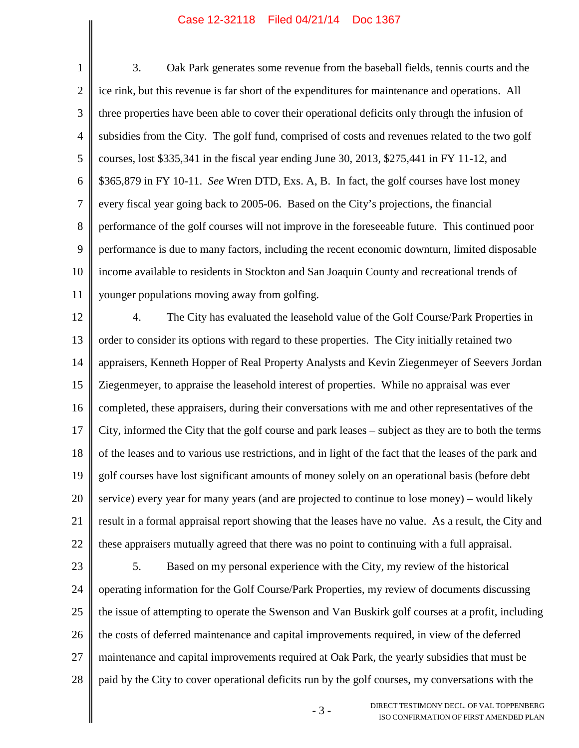3. Oak Park generates some revenue from the baseball fields, tennis courts and the ice rink, but this revenue is far short of the expenditures for maintenance and operations. All three properties have been able to cover their operational deficits only through the infusion of subsidies from the City. The golf fund, comprised of costs and revenues related to the two golf courses, lost $335,341 in the fiscal year ending June 30, 2013, $275,441 in FY 11-12, and $365,879 in FY 10-11. *See* Wren DTD, Exs. A, B. In fact, the golf courses have lost money every fiscal year going back to 2005-06. Based on the City's projections, the financial performance of the golf courses will not improve in the foreseeable future. This continued poor performance is due to many factors, including the recent economic downturn, limited disposable income available to residents in Stockton and San Joaquin County and recreational trends of younger populations moving away from golfing.

4. The City has evaluated the leasehold value of the Golf Course/Park Properties in order to consider its options with regard to these properties. The City initially retained two appraisers, Kenneth Hopper of Real Property Analysts and Kevin Ziegenmeyer of Seevers Jordan Ziegenmeyer, to appraise the leasehold interest of properties. While no appraisal was ever completed, these appraisers, during their conversations with me and other representatives of the City, informed the City that the golf course and park leases – subject as they are to both the terms of the leases and to various use restrictions, and in light of the fact that the leases of the park and golf courses have lost significant amounts of money solely on an operational basis (before debt service) every year for many years (and are projected to continue to lose money) – would likely result in a formal appraisal report showing that the leases have no value. As a result, the City and these appraisers mutually agreed that there was no point to continuing with a full appraisal.

5. Based on my personal experience with the City, my review of the historical operating information for the Golf Course/Park Properties, my review of documents discussing the issue of attempting to operate the Swenson and Van Buskirk golf courses at a profit, including the costs of deferred maintenance and capital improvements required, in view of the deferred maintenance and capital improvements required at Oak Park, the yearly subsidies that must be paid by the City to cover operational deficits run by the golf courses, my conversations with the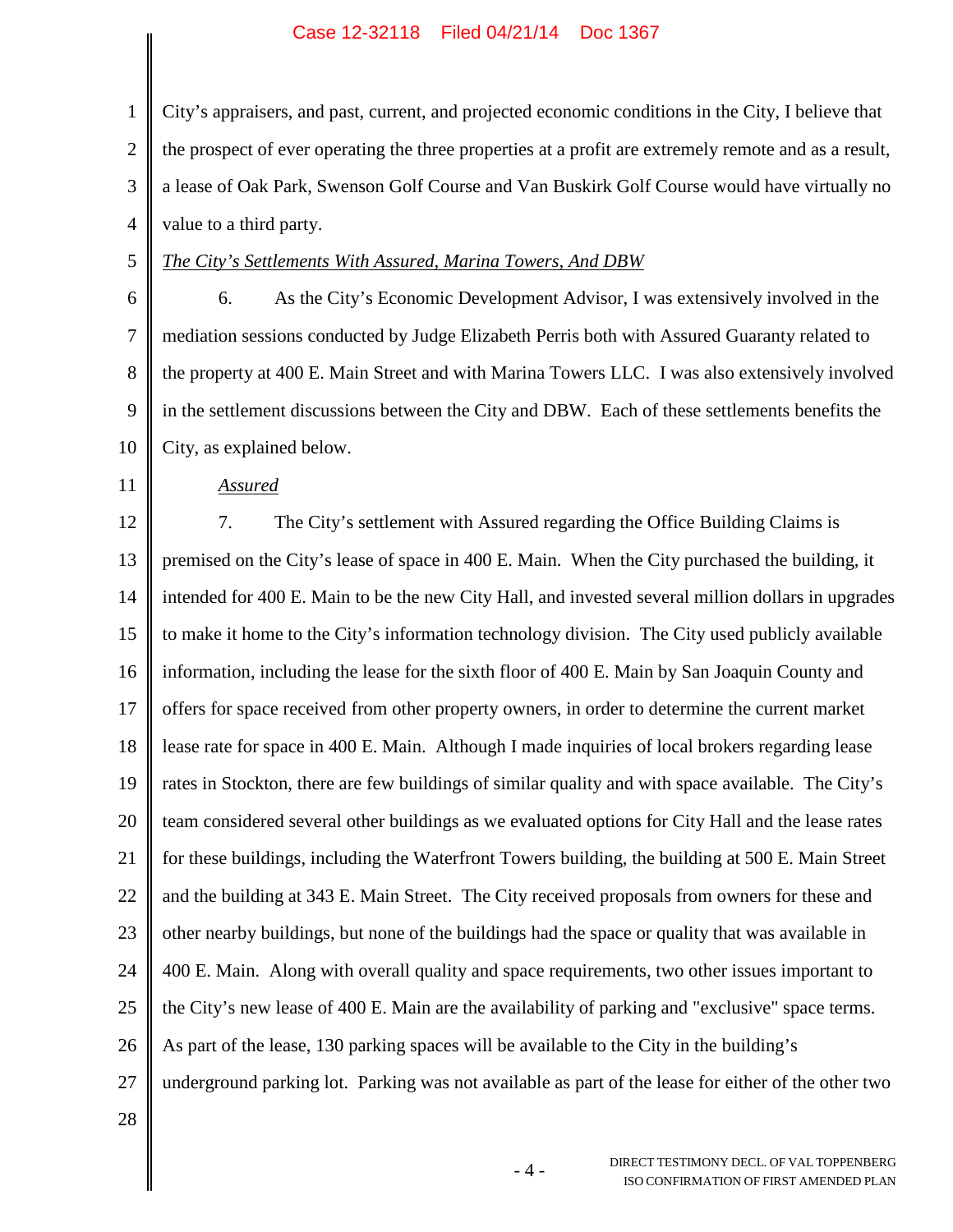City's appraisers, and past, current, and projected economic conditions in the City, I believe that the prospect of ever operating the three properties at a profit are extremely remote and as a result, a lease of Oak Park, Swenson Golf Course and Van Buskirk Golf Course would have virtually no value to a third party.

*The City's Settlements With Assured, Marina Towers, And DBW*

6. As the City's Economic Development Advisor, I was extensively involved in the mediation sessions conducted by Judge Elizabeth Perris both with Assured Guaranty related to the property at 400 E. Main Street and with Marina Towers LLC. I was also extensively involved in the settlement discussions between the City and DBW. Each of these settlements benefits the City, as explained below.

*Assured*

7. The City's settlement with Assured regarding the Office Building Claims is premised on the City's lease of space in 400 E. Main. When the City purchased the building, it intended for 400 E. Main to be the new City Hall, and invested several million dollars in upgrades to make it home to the City's information technology division. The City used publicly available information, including the lease for the sixth floor of 400 E. Main by San Joaquin County and offers for space received from other property owners, in order to determine the current market lease rate for space in 400 E. Main. Although I made inquiries of local brokers regarding lease rates in Stockton, there are few buildings of similar quality and with space available. The City's team considered several other buildings as we evaluated options for City Hall and the lease rates for these buildings, including the Waterfront Towers building, the building at 500 E. Main Street and the building at 343 E. Main Street. The City received proposals from owners for these and other nearby buildings, but none of the buildings had the space or quality that was available in 400 E. Main. Along with overall quality and space requirements, two other issues important to the City's new lease of 400 E. Main are the availability of parking and "exclusive" space terms. As part of the lease, 130 parking spaces will be available to the City in the building's underground parking lot. Parking was not available as part of the lease for either of the other two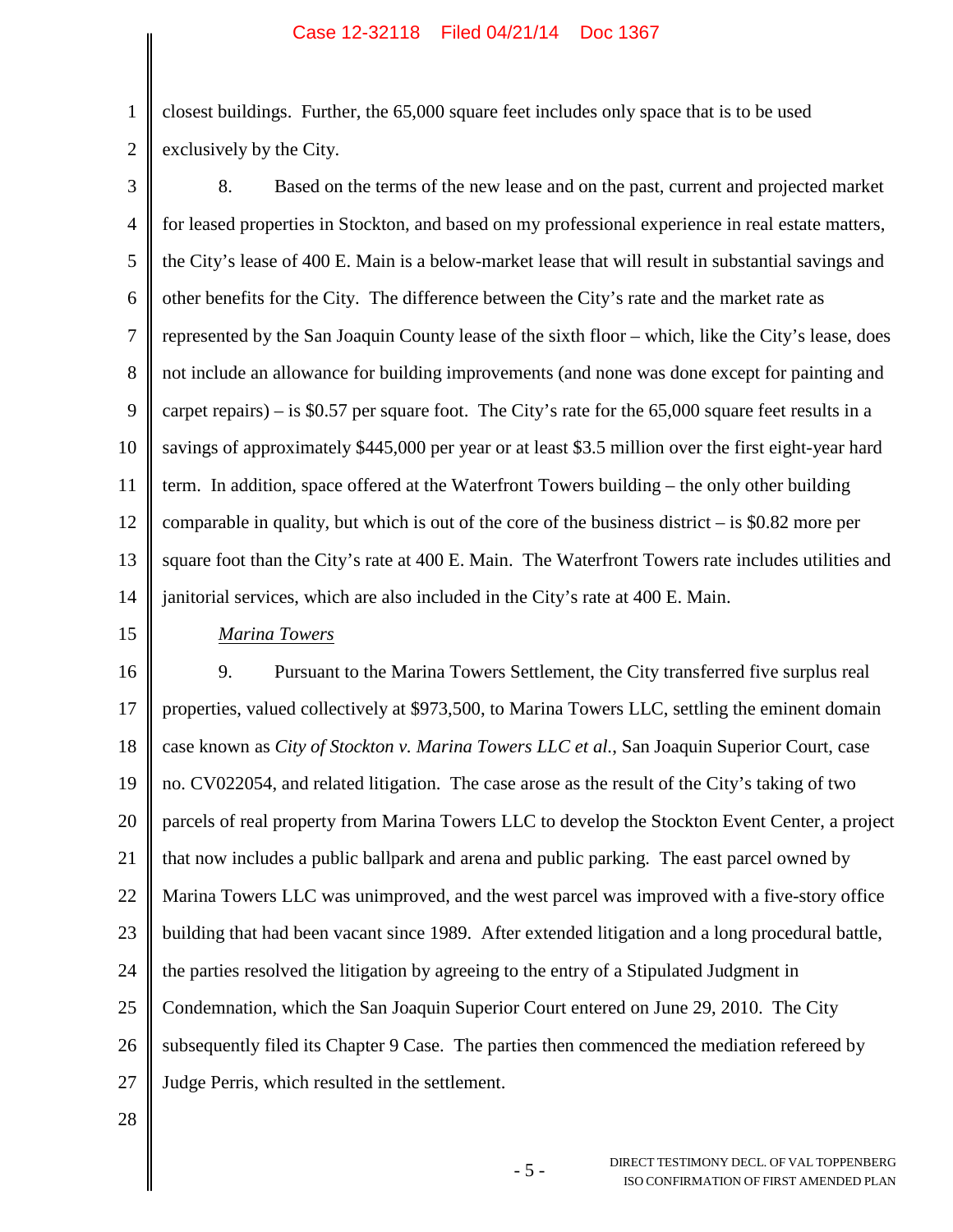closest buildings. Further, the 65,000 square feet includes only space that is to be used exclusively by the City.

8. Based on the terms of the new lease and on the past, current and projected market for leased properties in Stockton, and based on my professional experience in real estate matters, the City's lease of 400 E. Main is a below-market lease that will result in substantial savings and other benefits for the City. The difference between the City's rate and the market rate as represented by the San Joaquin County lease of the sixth floor – which, like the City's lease, does not include an allowance for building improvements (and none was done except for painting and carpet repairs) – is $0.57 per square foot. The City's rate for the 65,000 square feet results in a savings of approximately $445,000 per year or at least $3.5 million over the first eight-year hard term. In addition, space offered at the Waterfront Towers building – the only other building comparable in quality, but which is out of the core of the business district – is $0.82 more per square foot than the City's rate at 400 E. Main. The Waterfront Towers rate includes utilities and janitorial services, which are also included in the City's rate at 400 E. Main.

*Marina Towers*

9. Pursuant to the Marina Towers Settlement, the City transferred five surplus real properties, valued collectively at $973,500, to Marina Towers LLC, settling the eminent domain case known as *City of Stockton v. Marina Towers LLC et al.*, San Joaquin Superior Court, case no. CV022054, and related litigation. The case arose as the result of the City's taking of two parcels of real property from Marina Towers LLC to develop the Stockton Event Center, a project that now includes a public ballpark and arena and public parking. The east parcel owned by Marina Towers LLC was unimproved, and the west parcel was improved with a five-story office building that had been vacant since 1989. After extended litigation and a long procedural battle, the parties resolved the litigation by agreeing to the entry of a Stipulated Judgment in Condemnation, which the San Joaquin Superior Court entered on June 29, 2010. The City subsequently filed its Chapter 9 Case. The parties then commenced the mediation refereed by Judge Perris, which resulted in the settlement.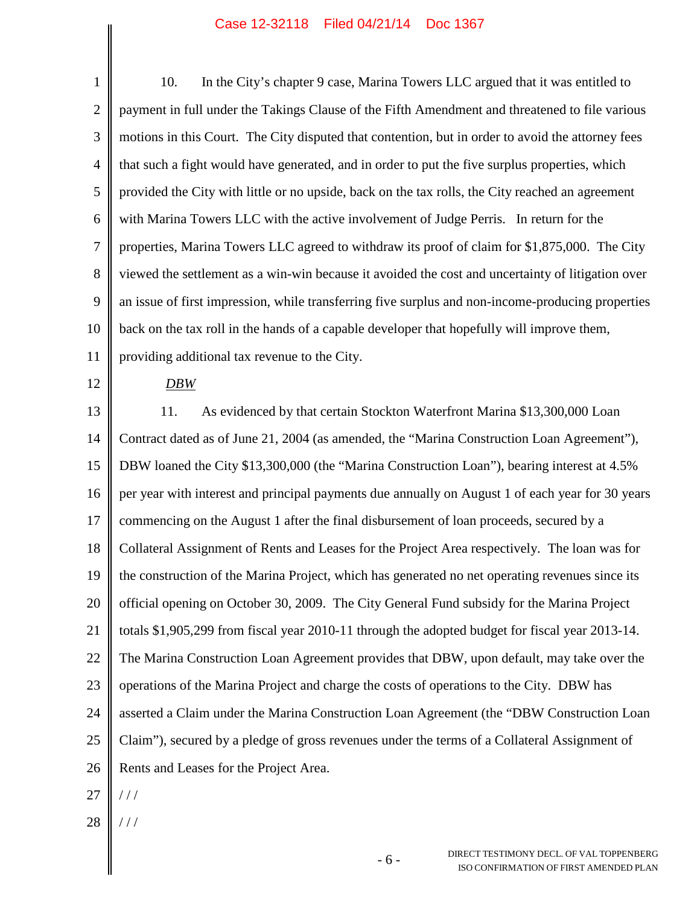10. In the City's chapter 9 case, Marina Towers LLC argued that it was entitled to payment in full under the Takings Clause of the Fifth Amendment and threatened to file various motions in this Court. The City disputed that contention, but in order to avoid the attorney fees that such a fight would have generated, and in order to put the five surplus properties, which provided the City with little or no upside, back on the tax rolls, the City reached an agreement with Marina Towers LLC with the active involvement of Judge Perris. In return for the properties, Marina Towers LLC agreed to withdraw its proof of claim for $1,875,000. The City viewed the settlement as a win-win because it avoided the cost and uncertainty of litigation over an issue of first impression, while transferring five surplus and non-income-producing properties back on the tax roll in the hands of a capable developer that hopefully will improve them, providing additional tax revenue to the City.

*DBW*

11. As evidenced by that certain Stockton Waterfront Marina $13,300,000 Loan Contract dated as of June 21, 2004 (as amended, the "Marina Construction Loan Agreement"), DBW loaned the City $13,300,000 (the "Marina Construction Loan"), bearing interest at 4.5% per year with interest and principal payments due annually on August 1 of each year for 30 years commencing on the August 1 after the final disbursement of loan proceeds, secured by a Collateral Assignment of Rents and Leases for the Project Area respectively. The loan was for the construction of the Marina Project, which has generated no net operating revenues since its official opening on October 30, 2009. The City General Fund subsidy for the Marina Project totals $1,905,299 from fiscal year 2010-11 through the adopted budget for fiscal year 2013-14. The Marina Construction Loan Agreement provides that DBW, upon default, may take over the operations of the Marina Project and charge the costs of operations to the City. DBW has asserted a Claim under the Marina Construction Loan Agreement (the "DBW Construction Loan Claim"), secured by a pledge of gross revenues under the terms of a Collateral Assignment of Rents and Leases for the Project Area.

/ / /

/ / /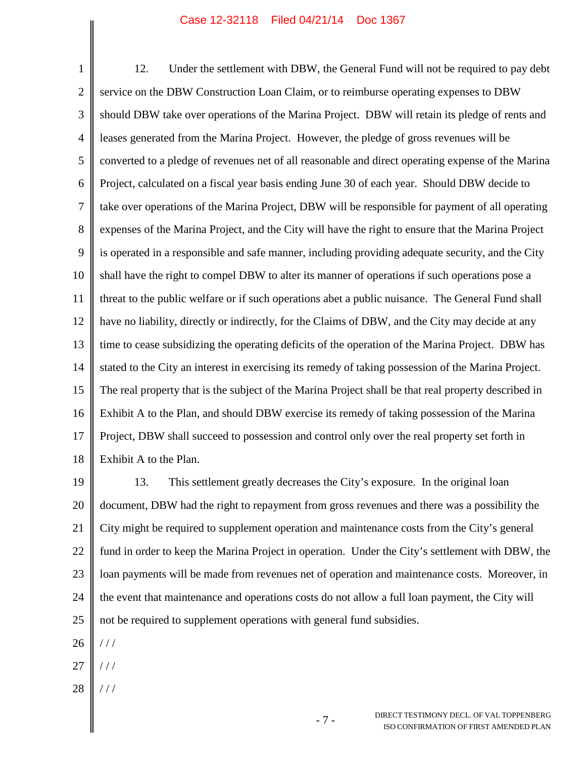12. Under the settlement with DBW, the General Fund will not be required to pay debt service on the DBW Construction Loan Claim, or to reimburse operating expenses to DBW should DBW take over operations of the Marina Project. DBW will retain its pledge of rents and leases generated from the Marina Project. However, the pledge of gross revenues will be converted to a pledge of revenues net of all reasonable and direct operating expense of the Marina Project, calculated on a fiscal year basis ending June 30 of each year. Should DBW decide to take over operations of the Marina Project, DBW will be responsible for payment of all operating expenses of the Marina Project, and the City will have the right to ensure that the Marina Project is operated in a responsible and safe manner, including providing adequate security, and the City shall have the right to compel DBW to alter its manner of operations if such operations pose a threat to the public welfare or if such operations abet a public nuisance. The General Fund shall have no liability, directly or indirectly, for the Claims of DBW, and the City may decide at any time to cease subsidizing the operating deficits of the operation of the Marina Project. DBW has stated to the City an interest in exercising its remedy of taking possession of the Marina Project. The real property that is the subject of the Marina Project shall be that real property described in Exhibit A to the Plan, and should DBW exercise its remedy of taking possession of the Marina Project, DBW shall succeed to possession and control only over the real property set forth in Exhibit A to the Plan.

13. This settlement greatly decreases the City's exposure. In the original loan document, DBW had the right to repayment from gross revenues and there was a possibility the City might be required to supplement operation and maintenance costs from the City's general fund in order to keep the Marina Project in operation. Under the City's settlement with DBW, the loan payments will be made from revenues net of operation and maintenance costs. Moreover, in the event that maintenance and operations costs do not allow a full loan payment, the City will not be required to supplement operations with general fund subsidies.

/ / /

/ / /

/ / /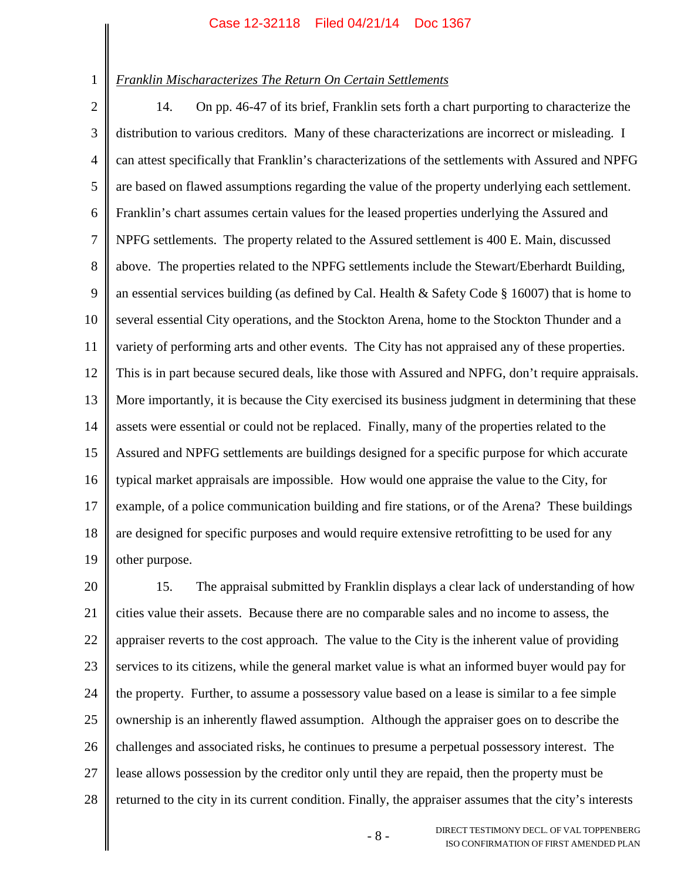*Franklin Mischaracterizes The Return On Certain Settlements*

14. On pp. 46-47 of its brief, Franklin sets forth a chart purporting to characterize the distribution to various creditors. Many of these characterizations are incorrect or misleading. I can attest specifically that Franklin's characterizations of the settlements with Assured and NPFG are based on flawed assumptions regarding the value of the property underlying each settlement. Franklin's chart assumes certain values for the leased properties underlying the Assured and NPFG settlements. The property related to the Assured settlement is 400 E. Main, discussed above. The properties related to the NPFG settlements include the Stewart/Eberhardt Building, an essential services building (as defined by Cal. Health & Safety Code § 16007) that is home to several essential City operations, and the Stockton Arena, home to the Stockton Thunder and a variety of performing arts and other events. The City has not appraised any of these properties. This is in part because secured deals, like those with Assured and NPFG, don't require appraisals. More importantly, it is because the City exercised its business judgment in determining that these assets were essential or could not be replaced. Finally, many of the properties related to the Assured and NPFG settlements are buildings designed for a specific purpose for which accurate typical market appraisals are impossible. How would one appraise the value to the City, for example, of a police communication building and fire stations, or of the Arena? These buildings are designed for specific purposes and would require extensive retrofitting to be used for any other purpose.

15. The appraisal submitted by Franklin displays a clear lack of understanding of how cities value their assets. Because there are no comparable sales and no income to assess, the appraiser reverts to the cost approach. The value to the City is the inherent value of providing services to its citizens, while the general market value is what an informed buyer would pay for the property. Further, to assume a possessory value based on a lease is similar to a fee simple ownership is an inherently flawed assumption. Although the appraiser goes on to describe the challenges and associated risks, he continues to presume a perpetual possessory interest. The lease allows possession by the creditor only until they are repaid, then the property must be returned to the city in its current condition. Finally, the appraiser assumes that the city's interests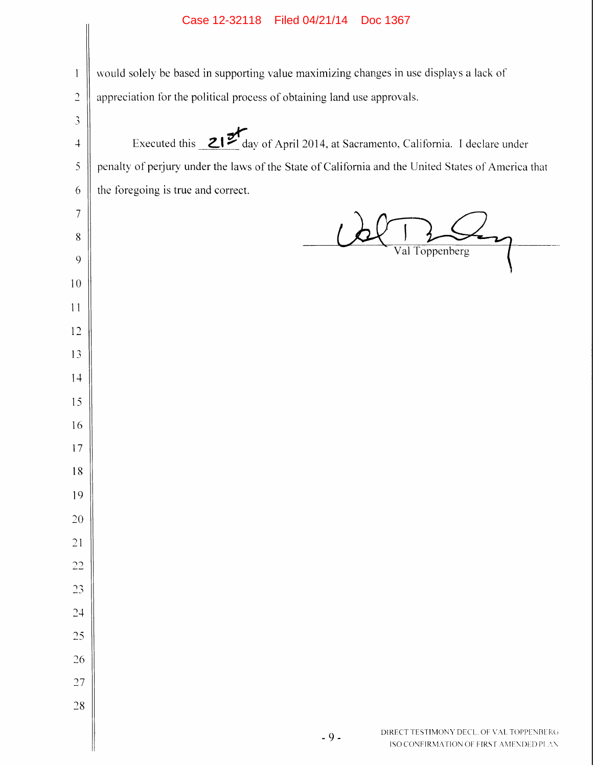would solely be based in supporting value maximizing changes in use displays a lack of appreciation for the political process of obtaining land use approvals.

Executed this 21st day of April 2014, at Sacramento, California. I declare under penalty of perjury under the laws of the State of California and the United States of America that the foregoing is true and correct.

Val Toppenberg

DIRECT TESTIMONY DECL. OF VAL TOPPENBERG ISO CONFIRMATION OF FIRST AMENDED PLAN